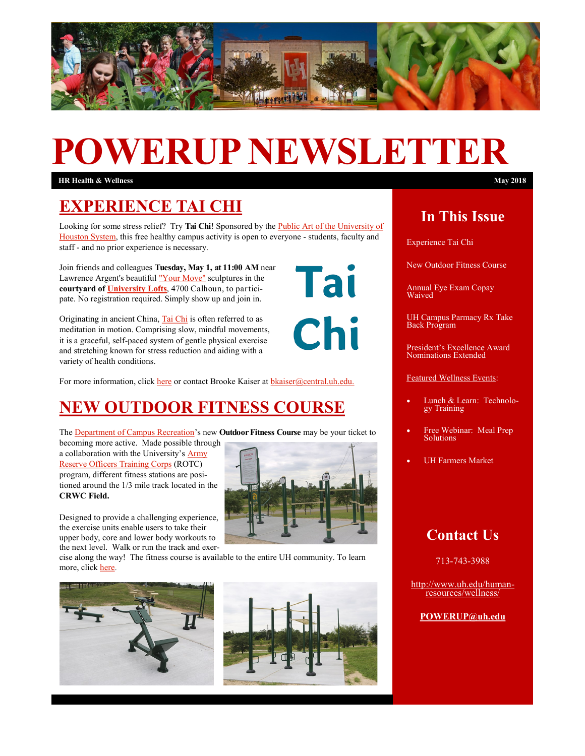# POWERUP NEWSLETTER

**HR Health & Wellness** **May 2018**

## EXPERIENCE TAI CHI

Looking for some stress relief? Try **Tai Chi**! Sponsored by the Public Art of the University of Houston System, this free healthy campus activity is open to everyone - students, faculty and staff - and no prior experience is necessary.

Join friends and colleagues **Tuesday, May 1, at 11:00 AM** near Lawrence Argent's beautiful "Your Move" sculptures in the **courtyard of University Lofts**, 4700 Calhoun, to participate. No registration required. Simply show up and join in.

Tai Chi

Originating in ancient China, Tai Chi is often referred to as meditation in motion. Comprising slow, mindful movements, it is a graceful, self-paced system of gentle physical exercise and stretching known for stress reduction and aiding with a variety of health conditions.

For more information, click here or contact Brooke Kaiser at bkaiser@central.uh.edu.

## NEW OUTDOOR FITNESS COURSE

The Department of Campus Recreation's new **Outdoor Fitness Course** may be your ticket to becoming more active. Made possible through a collaboration with the University's Army Reserve Officers Training Corps (ROTC) program, different fitness stations are positioned around the 1/3 mile track located in the **CRWC Field.**

Designed to provide a challenging experience, the exercise units enable users to take their upper body, core and lower body workouts to the next level. Walk or run the track and exercise along the way! The fitness course is available to the entire UH community. To learn more, click here.

## In This Issue

- Experience Tai Chi
- New Outdoor Fitness Course
- Annual Eye Exam Copay Waived
- UH Campus Parmacy Rx Take Back Program
- President's Excellence Award Nominations Extended
- Featured Wellness Events:
  - Lunch & Learn: Technology Training
  - Free Webinar: Meal Prep Solutions
  - UH Farmers Market

## Contact Us

713-743-3988

http://www.uh.edu/human-resources/wellness/

**POWERUP@uh.edu**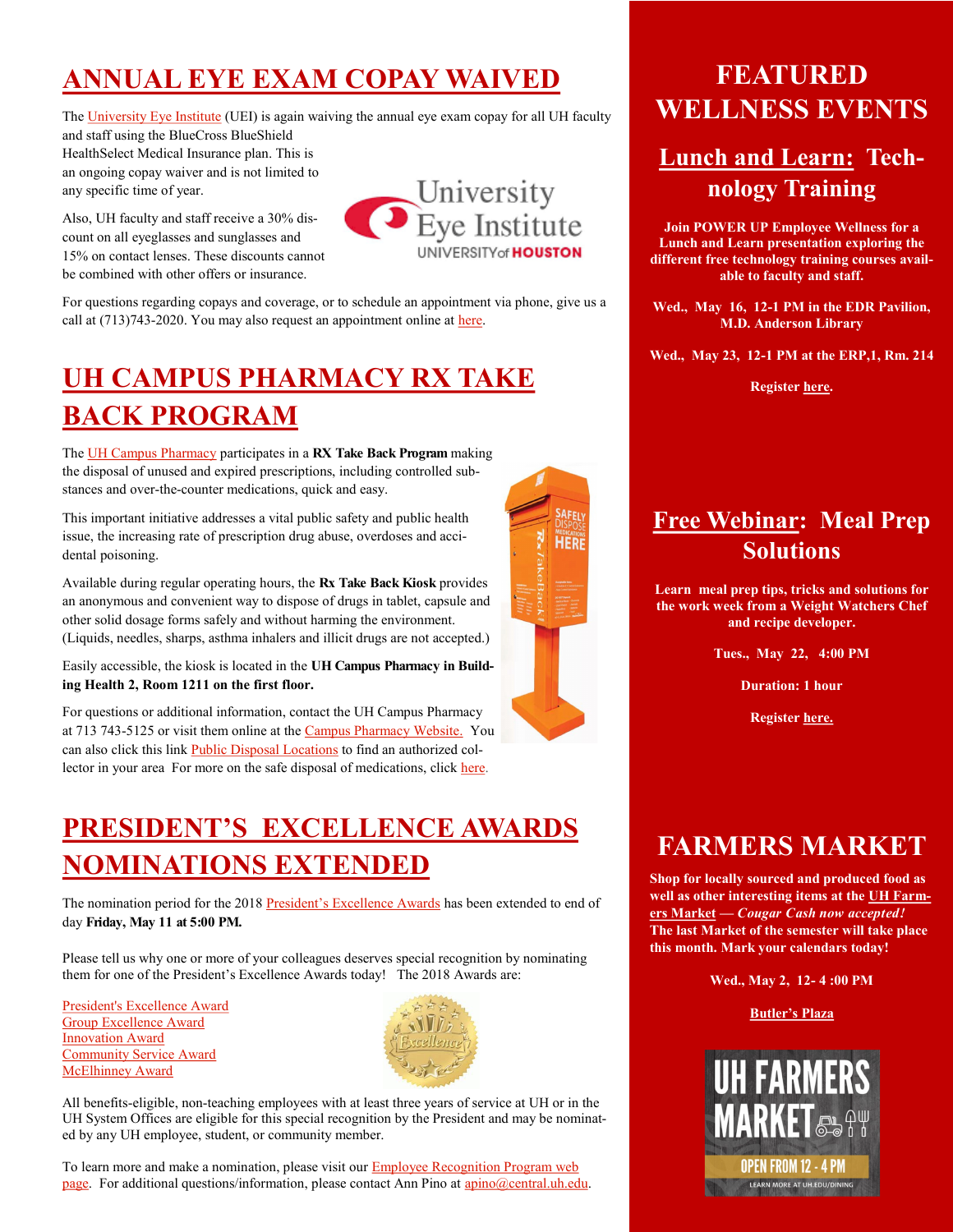# ANNUAL EYE EXAM COPAY WAIVED

The University Eye Institute (UEI) is again waiving the annual eye exam copay for all UH faculty and staff using the BlueCross BlueShield HealthSelect Medical Insurance plan. This is an ongoing copay waiver and is not limited to any specific time of year.

Also, UH faculty and staff receive a 30% discount on all eyeglasses and sunglasses and 15% on contact lenses. These discounts cannot be combined with other offers or insurance.

For questions regarding copays and coverage, or to schedule an appointment via phone, give us a call at (713)743-2020. You may also request an appointment online at here.

# UH CAMPUS PHARMACY RX TAKE BACK PROGRAM

The UH Campus Pharmacy participates in a **RX Take Back Program** making the disposal of unused and expired prescriptions, including controlled substances and over-the-counter medications, quick and easy.

This important initiative addresses a vital public safety and public health issue, the increasing rate of prescription drug abuse, overdoses and accidental poisoning.

Available during regular operating hours, the **Rx Take Back Kiosk** provides an anonymous and convenient way to dispose of drugs in tablet, capsule and other solid dosage forms safely and without harming the environment. (Liquids, needles, sharps, asthma inhalers and illicit drugs are not accepted.)

Easily accessible, the kiosk is located in the **UH Campus Pharmacy in Building Health 2, Room 1211 on the first floor.**

For questions or additional information, contact the UH Campus Pharmacy at 713 743-5125 or visit them online at the Campus Pharmacy Website. You can also click this link Public Disposal Locations to find an authorized collector in your area For more on the safe disposal of medications, click here.

# PRESIDENT'S EXCELLENCE AWARDS NOMINATIONS EXTENDED

The nomination period for the 2018 President's Excellence Awards has been extended to end of day **Friday, May 11 at 5:00 PM.**

Please tell us why one or more of your colleagues deserves special recognition by nominating them for one of the President's Excellence Awards today! The 2018 Awards are:

- President's Excellence Award
- Group Excellence Award
- Innovation Award
- Community Service Award
- McElhinney Award

All benefits-eligible, non-teaching employees with at least three years of service at UH or in the UH System Offices are eligible for this special recognition by the President and may be nominated by any UH employee, student, or community member.

To learn more and make a nomination, please visit our Employee Recognition Program web page. For additional questions/information, please contact Ann Pino at apino@central.uh.edu.

# FEATURED WELLNESS EVENTS

## Lunch and Learn: Technology Training

**Join POWER UP Employee Wellness for a Lunch and Learn presentation exploring the different free technology training courses available to faculty and staff.**

**Wed., May 16, 12-1 PM in the EDR Pavilion, M.D. Anderson Library**

**Wed., May 23, 12-1 PM at the ERP,1, Rm. 214**

**Register here.**

## Free Webinar: Meal Prep Solutions

**Learn meal prep tips, tricks and solutions for the work week from a Weight Watchers Chef and recipe developer.**

**Tues., May 22, 4:00 PM**

**Duration: 1 hour**

**Register here.**

# FARMERS MARKET

**Shop for locally sourced and produced food as well as other interesting items at the UH Farmers Market — *Cougar Cash now accepted!* The last Market of the semester will take place this month. Mark your calendars today!**

**Wed., May 2, 12- 4 :00 PM**

**Butler's Plaza**

UH FARMERS MARKET

OPEN FROM 12 - 4 PM

LEARN MORE AT UH.EDU/DINING